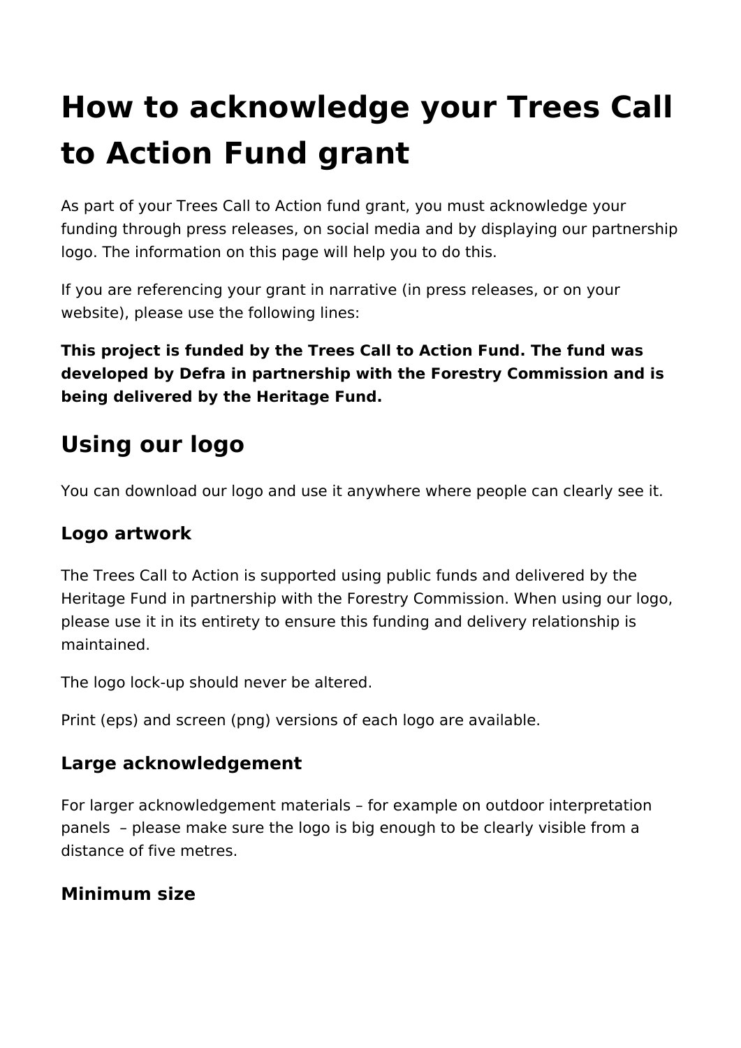# How to acknowledge your Trees Call to Action Fund grant

As part of your Trees Call to Action fund grant, you must acknowledge your funding through press releases, on social media and by displaying our partnership logo. The information on this page will help you to do this.

If you are referencing your grant in narrative (in press releases, or on your website), please use the following lines:

**This project is funded by the Trees Call to Action Fund. The fund was developed by Defra in partnership with the Forestry Commission and is being delivered by the Heritage Fund.**

## Using our logo

You can download our logo and use it anywhere where people can clearly see it.

### Logo artwork

The Trees Call to Action is supported using public funds and delivered by the Heritage Fund in partnership with the Forestry Commission. When using our logo, please use it in its entirety to ensure this funding and delivery relationship is maintained.

The logo lock-up should never be altered.

Print (eps) and screen (png) versions of each logo are available.

### Large acknowledgement

For larger acknowledgement materials – for example on outdoor interpretation panels – please make sure the logo is big enough to be clearly visible from a distance of five metres.

### Minimum size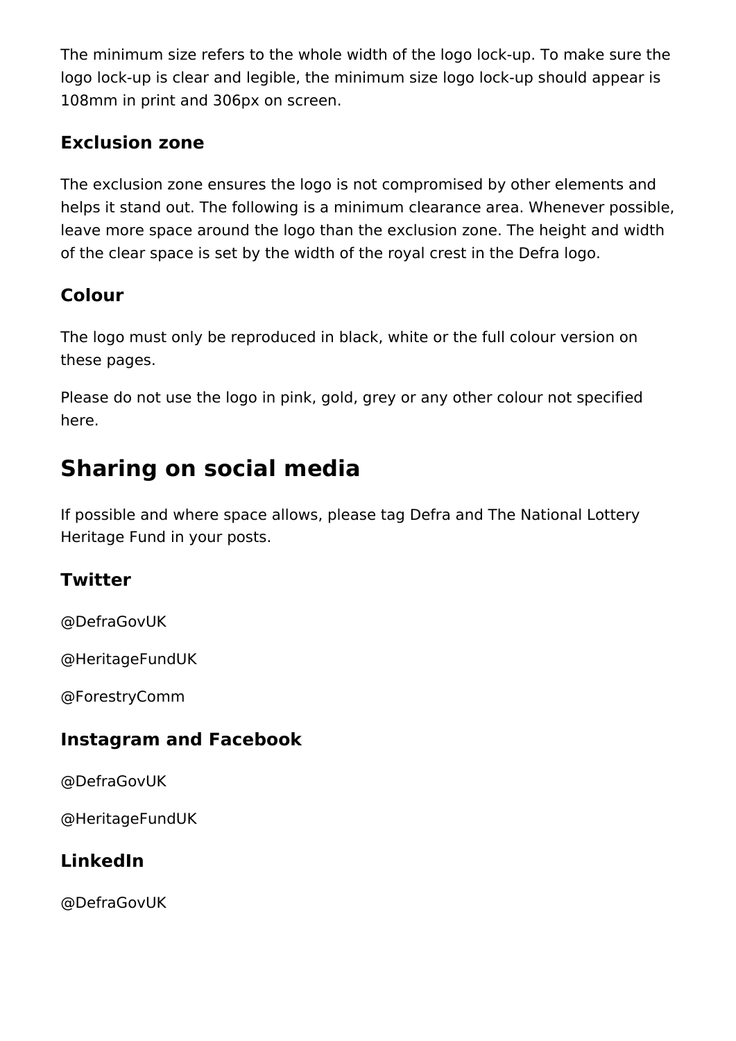The minimum size refers to the whole width of the logo lock-up. To make sure the logo lock-up is clear and legible, the minimum size logo lock-up should appear is 108mm in print and 306px on screen.

### Exclusion zone

The exclusion zone ensures the logo is not compromised by other elements and helps it stand out. The following is a minimum clearance area. Whenever possible, leave more space around the logo than the exclusion zone. The height and width of the clear space is set by the width of the royal crest in the Defra logo.

### Colour

The logo must only be reproduced in black, white or the full colour version on these pages.

Please do not use the logo in pink, gold, grey or any other colour not specified here.

## Sharing on social media

If possible and where space allows, please tag Defra and The National Lottery Heritage Fund in your posts.

### Twitter

@DefraGovUK

@HeritageFundUK

@ForestryComm

### Instagram and Facebook

@DefraGovUK

@HeritageFundUK

### LinkedIn

@DefraGovUK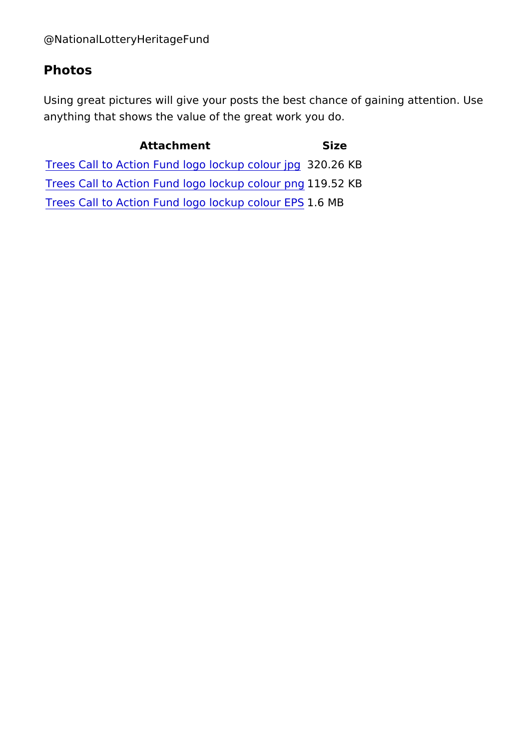@NationalLotteryHeritageFund

## Photos

Using great pictures will give your posts the best chance of gaining attention. Use anything that shows the value of the great work you do.

| Attachment | Size |
| --- | --- |
| Trees Call to Action Fund logo lockup colour jpg | 320.26 KB |
| Trees Call to Action Fund logo lockup colour png | 119.52 KB |
| Trees Call to Action Fund logo lockup colour EPS | 1.6 MB |